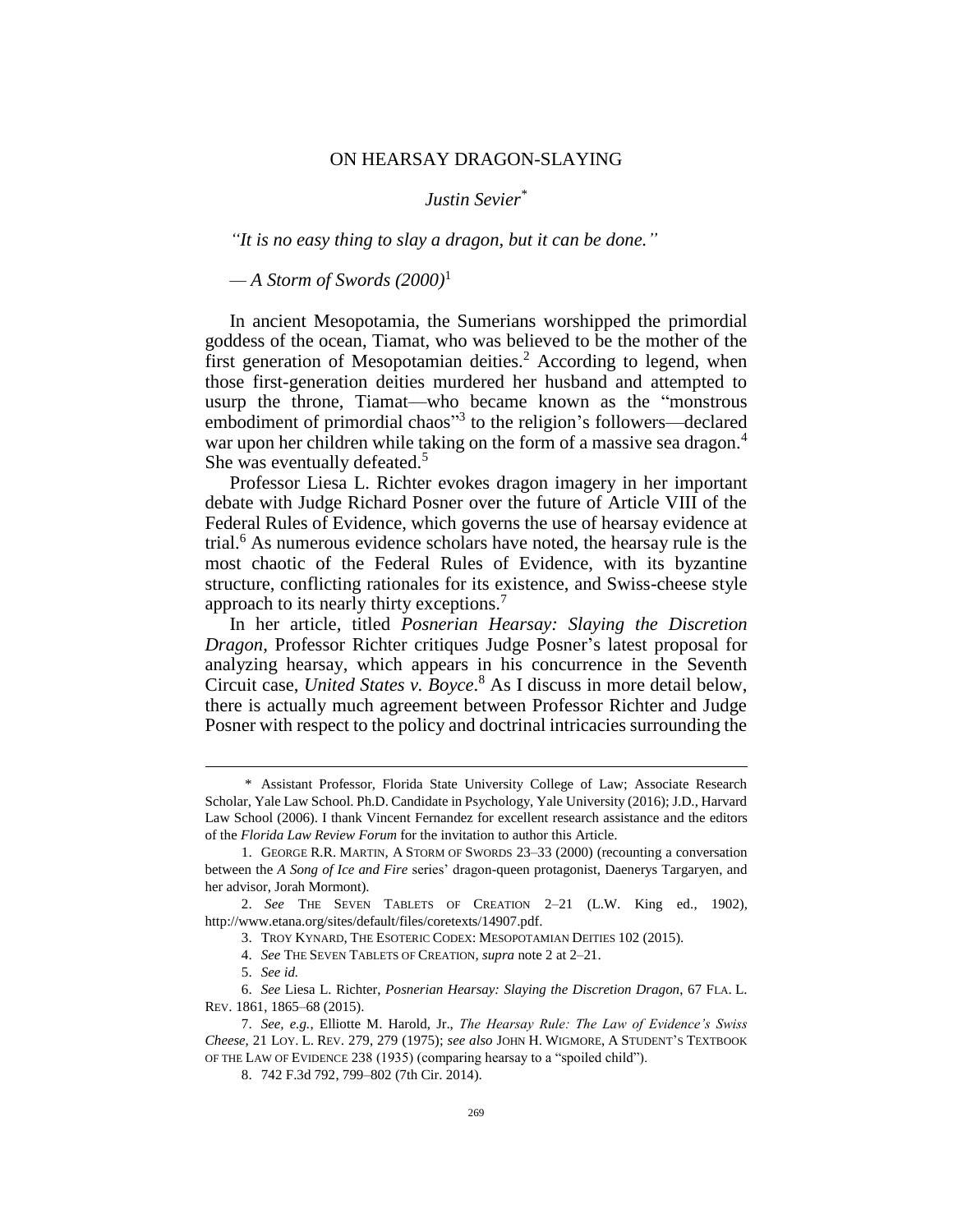# ON HEARSAY DRAGON-SLAYING

*Justin Sevier*[*]

*"It is no easy thing to slay a dragon, but it can be done."*

*— A Storm of Swords (2000)*[1]

In ancient Mesopotamia, the Sumerians worshipped the primordial goddess of the ocean, Tiamat, who was believed to be the mother of the first generation of Mesopotamian deities.[2] According to legend, when those first-generation deities murdered her husband and attempted to usurp the throne, Tiamat—who became known as the "monstrous embodiment of primordial chaos"[3] to the religion's followers—declared war upon her children while taking on the form of a massive sea dragon.[4] She was eventually defeated.[5]

Professor Liesa L. Richter evokes dragon imagery in her important debate with Judge Richard Posner over the future of Article VIII of the Federal Rules of Evidence, which governs the use of hearsay evidence at trial.[6] As numerous evidence scholars have noted, the hearsay rule is the most chaotic of the Federal Rules of Evidence, with its byzantine structure, conflicting rationales for its existence, and Swiss-cheese style approach to its nearly thirty exceptions.[7]

In her article, titled *Posnerian Hearsay: Slaying the Discretion Dragon*, Professor Richter critiques Judge Posner's latest proposal for analyzing hearsay, which appears in his concurrence in the Seventh Circuit case, *United States v. Boyce*.[8] As I discuss in more detail below, there is actually much agreement between Professor Richter and Judge Posner with respect to the policy and doctrinal intricacies surrounding the

---

\* Assistant Professor, Florida State University College of Law; Associate Research Scholar, Yale Law School. Ph.D. Candidate in Psychology, Yale University (2016); J.D., Harvard Law School (2006). I thank Vincent Fernandez for excellent research assistance and the editors of the *Florida Law Review Forum* for the invitation to author this Article.

1. GEORGE R.R. MARTIN, A STORM OF SWORDS 23–33 (2000) (recounting a conversation between the *A Song of Ice and Fire* series' dragon-queen protagonist, Daenerys Targaryen, and her advisor, Jorah Mormont).

2. *See* THE SEVEN TABLETS OF CREATION 2–21 (L.W. King ed., 1902), http://www.etana.org/sites/default/files/coretexts/14907.pdf.

3. TROY KYNARD, THE ESOTERIC CODEX: MESOPOTAMIAN DEITIES 102 (2015).

4. *See* THE SEVEN TABLETS OF CREATION, *supra* note 2 at 2–21.

5. *See id.*

6. *See* Liesa L. Richter, *Posnerian Hearsay: Slaying the Discretion Dragon*, 67 FLA. L. REV. 1861, 1865–68 (2015).

7. *See, e.g.*, Elliotte M. Harold, Jr., *The Hearsay Rule: The Law of Evidence's Swiss Cheese*, 21 LOY. L. REV. 279, 279 (1975); *see also* JOHN H. WIGMORE, A STUDENT'S TEXTBOOK OF THE LAW OF EVIDENCE 238 (1935) (comparing hearsay to a "spoiled child").

8. 742 F.3d 792, 799–802 (7th Cir. 2014).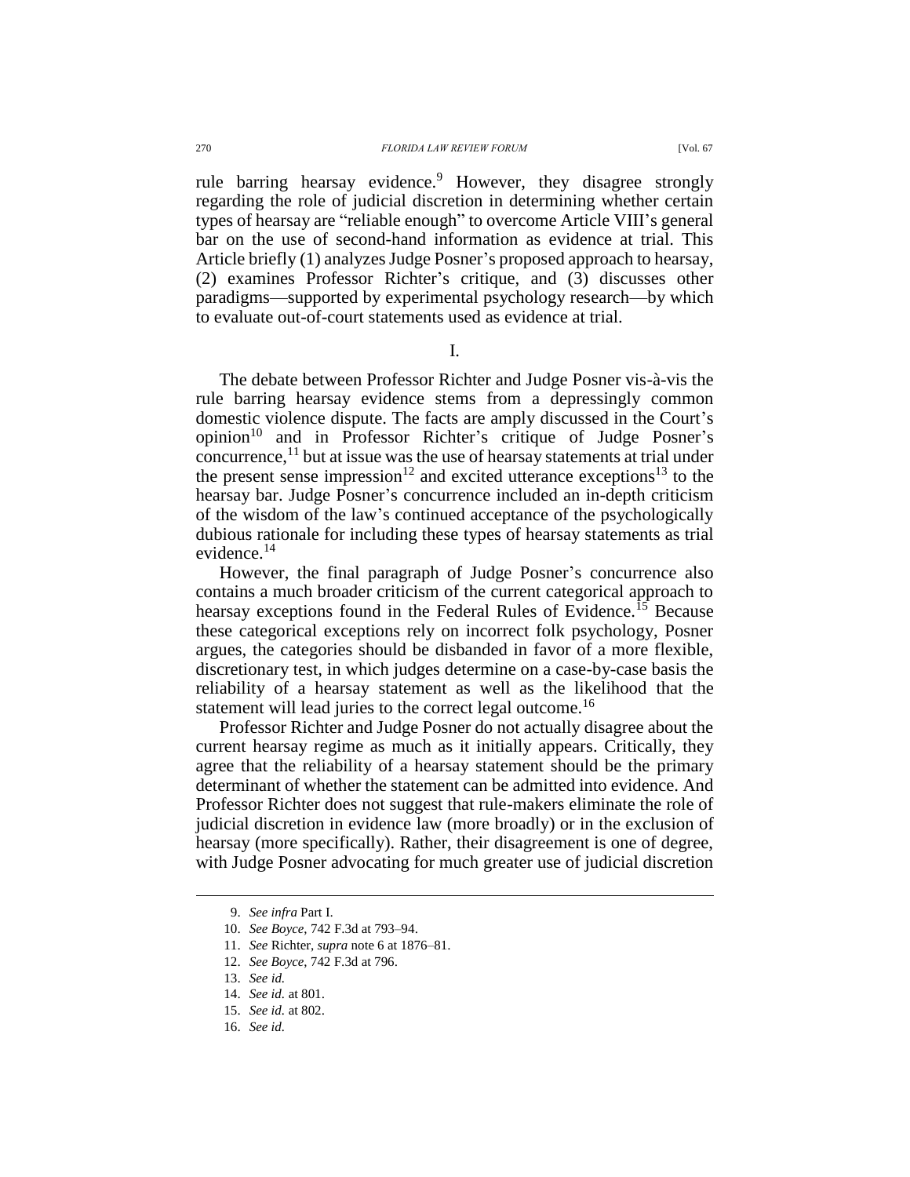rule barring hearsay evidence.[9] However, they disagree strongly regarding the role of judicial discretion in determining whether certain types of hearsay are "reliable enough" to overcome Article VIII's general bar on the use of second-hand information as evidence at trial. This Article briefly (1) analyzes Judge Posner's proposed approach to hearsay, (2) examines Professor Richter's critique, and (3) discusses other paradigms—supported by experimental psychology research—by which to evaluate out-of-court statements used as evidence at trial.

## I.

The debate between Professor Richter and Judge Posner vis-à-vis the rule barring hearsay evidence stems from a depressingly common domestic violence dispute. The facts are amply discussed in the Court's opinion[10] and in Professor Richter's critique of Judge Posner's concurrence,[11] but at issue was the use of hearsay statements at trial under the present sense impression[12] and excited utterance exceptions[13] to the hearsay bar. Judge Posner's concurrence included an in-depth criticism of the wisdom of the law's continued acceptance of the psychologically dubious rationale for including these types of hearsay statements as trial evidence.[14]

However, the final paragraph of Judge Posner's concurrence also contains a much broader criticism of the current categorical approach to hearsay exceptions found in the Federal Rules of Evidence.[15] Because these categorical exceptions rely on incorrect folk psychology, Posner argues, the categories should be disbanded in favor of a more flexible, discretionary test, in which judges determine on a case-by-case basis the reliability of a hearsay statement as well as the likelihood that the statement will lead juries to the correct legal outcome.[16]

Professor Richter and Judge Posner do not actually disagree about the current hearsay regime as much as it initially appears. Critically, they agree that the reliability of a hearsay statement should be the primary determinant of whether the statement can be admitted into evidence. And Professor Richter does not suggest that rule-makers eliminate the role of judicial discretion in evidence law (more broadly) or in the exclusion of hearsay (more specifically). Rather, their disagreement is one of degree, with Judge Posner advocating for much greater use of judicial discretion

---

9. *See infra* Part I.

10. *See Boyce*, 742 F.3d at 793–94.

11. *See* Richter, *supra* note 6 at 1876–81.

12. *See Boyce*, 742 F.3d at 796.

13. *See id.*

14. *See id.* at 801.

15. *See id.* at 802.

16. *See id.*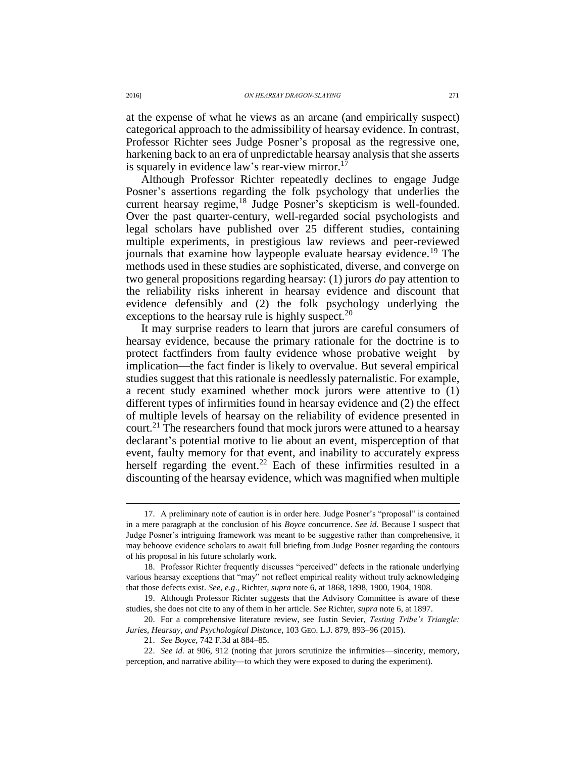at the expense of what he views as an arcane (and empirically suspect) categorical approach to the admissibility of hearsay evidence. In contrast, Professor Richter sees Judge Posner's proposal as the regressive one, harkening back to an era of unpredictable hearsay analysis that she asserts is squarely in evidence law's rear-view mirror.[17]

Although Professor Richter repeatedly declines to engage Judge Posner's assertions regarding the folk psychology that underlies the current hearsay regime,[18] Judge Posner's skepticism is well-founded. Over the past quarter-century, well-regarded social psychologists and legal scholars have published over 25 different studies, containing multiple experiments, in prestigious law reviews and peer-reviewed journals that examine how laypeople evaluate hearsay evidence.[19] The methods used in these studies are sophisticated, diverse, and converge on two general propositions regarding hearsay: (1) jurors *do* pay attention to the reliability risks inherent in hearsay evidence and discount that evidence defensibly and (2) the folk psychology underlying the exceptions to the hearsay rule is highly suspect.[20]

It may surprise readers to learn that jurors are careful consumers of hearsay evidence, because the primary rationale for the doctrine is to protect factfinders from faulty evidence whose probative weight—by implication—the fact finder is likely to overvalue. But several empirical studies suggest that this rationale is needlessly paternalistic. For example, a recent study examined whether mock jurors were attentive to (1) different types of infirmities found in hearsay evidence and (2) the effect of multiple levels of hearsay on the reliability of evidence presented in court.[21] The researchers found that mock jurors were attuned to a hearsay declarant's potential motive to lie about an event, misperception of that event, faulty memory for that event, and inability to accurately express herself regarding the event.[22] Each of these infirmities resulted in a discounting of the hearsay evidence, which was magnified when multiple

---

17. A preliminary note of caution is in order here. Judge Posner's "proposal" is contained in a mere paragraph at the conclusion of his *Boyce* concurrence. *See id.* Because I suspect that Judge Posner's intriguing framework was meant to be suggestive rather than comprehensive, it may behoove evidence scholars to await full briefing from Judge Posner regarding the contours of his proposal in his future scholarly work.

18. Professor Richter frequently discusses "perceived" defects in the rationale underlying various hearsay exceptions that "may" not reflect empirical reality without truly acknowledging that those defects exist. *See, e.g.*, Richter, *supra* note 6, at 1868, 1898, 1900, 1904, 1908.

19. Although Professor Richter suggests that the Advisory Committee is aware of these studies, she does not cite to any of them in her article. *See* Richter, *supra* note 6, at 1897.

20. For a comprehensive literature review, see Justin Sevier, *Testing Tribe's Triangle: Juries, Hearsay, and Psychological Distance*, 103 GEO. L.J. 879, 893–96 (2015).

21. *See Boyce*, 742 F.3d at 884–85.

22. *See id.* at 906, 912 (noting that jurors scrutinize the infirmities—sincerity, memory, perception, and narrative ability—to which they were exposed to during the experiment).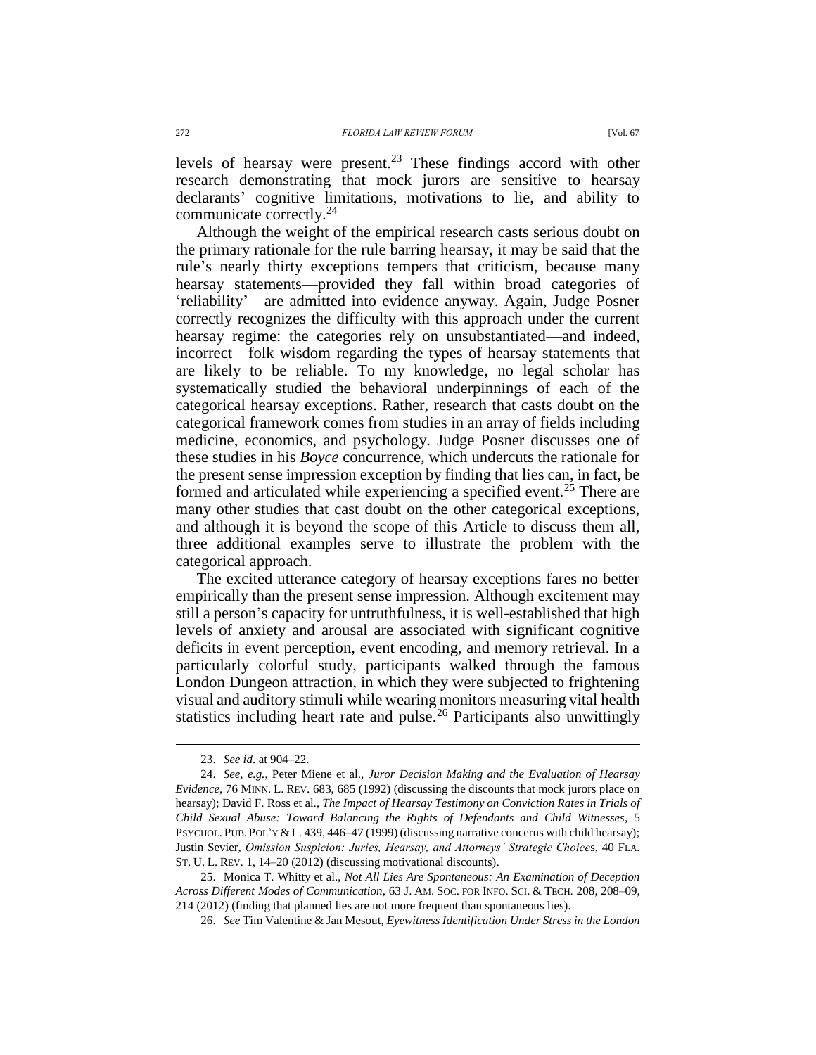levels of hearsay were present.[23] These findings accord with other research demonstrating that mock jurors are sensitive to hearsay declarants' cognitive limitations, motivations to lie, and ability to communicate correctly.[24]

Although the weight of the empirical research casts serious doubt on the primary rationale for the rule barring hearsay, it may be said that the rule's nearly thirty exceptions tempers that criticism, because many hearsay statements—provided they fall within broad categories of 'reliability'—are admitted into evidence anyway. Again, Judge Posner correctly recognizes the difficulty with this approach under the current hearsay regime: the categories rely on unsubstantiated—and indeed, incorrect—folk wisdom regarding the types of hearsay statements that are likely to be reliable. To my knowledge, no legal scholar has systematically studied the behavioral underpinnings of each of the categorical hearsay exceptions. Rather, research that casts doubt on the categorical framework comes from studies in an array of fields including medicine, economics, and psychology. Judge Posner discusses one of these studies in his *Boyce* concurrence, which undercuts the rationale for the present sense impression exception by finding that lies can, in fact, be formed and articulated while experiencing a specified event.[25] There are many other studies that cast doubt on the other categorical exceptions, and although it is beyond the scope of this Article to discuss them all, three additional examples serve to illustrate the problem with the categorical approach.

The excited utterance category of hearsay exceptions fares no better empirically than the present sense impression. Although excitement may still a person's capacity for untruthfulness, it is well-established that high levels of anxiety and arousal are associated with significant cognitive deficits in event perception, event encoding, and memory retrieval. In a particularly colorful study, participants walked through the famous London Dungeon attraction, in which they were subjected to frightening visual and auditory stimuli while wearing monitors measuring vital health statistics including heart rate and pulse.[26] Participants also unwittingly

---

23. *See id.* at 904–22.

24. *See, e.g.*, Peter Miene et al., *Juror Decision Making and the Evaluation of Hearsay Evidence*, 76 MINN. L. REV. 683, 685 (1992) (discussing the discounts that mock jurors place on hearsay); David F. Ross et al., *The Impact of Hearsay Testimony on Conviction Rates in Trials of Child Sexual Abuse: Toward Balancing the Rights of Defendants and Child Witnesses*, 5 PSYCHOL. PUB. POL'Y & L. 439, 446–47 (1999) (discussing narrative concerns with child hearsay); Justin Sevier, *Omission Suspicion: Juries, Hearsay, and Attorneys' Strategic Choices*, 40 FLA. ST. U. L. REV. 1, 14–20 (2012) (discussing motivational discounts).

25. Monica T. Whitty et al., *Not All Lies Are Spontaneous: An Examination of Deception Across Different Modes of Communication*, 63 J. AM. SOC. FOR INFO. SCI. & TECH. 208, 208–09, 214 (2012) (finding that planned lies are not more frequent than spontaneous lies).

26. *See* Tim Valentine & Jan Mesout, *Eyewitness Identification Under Stress in the London*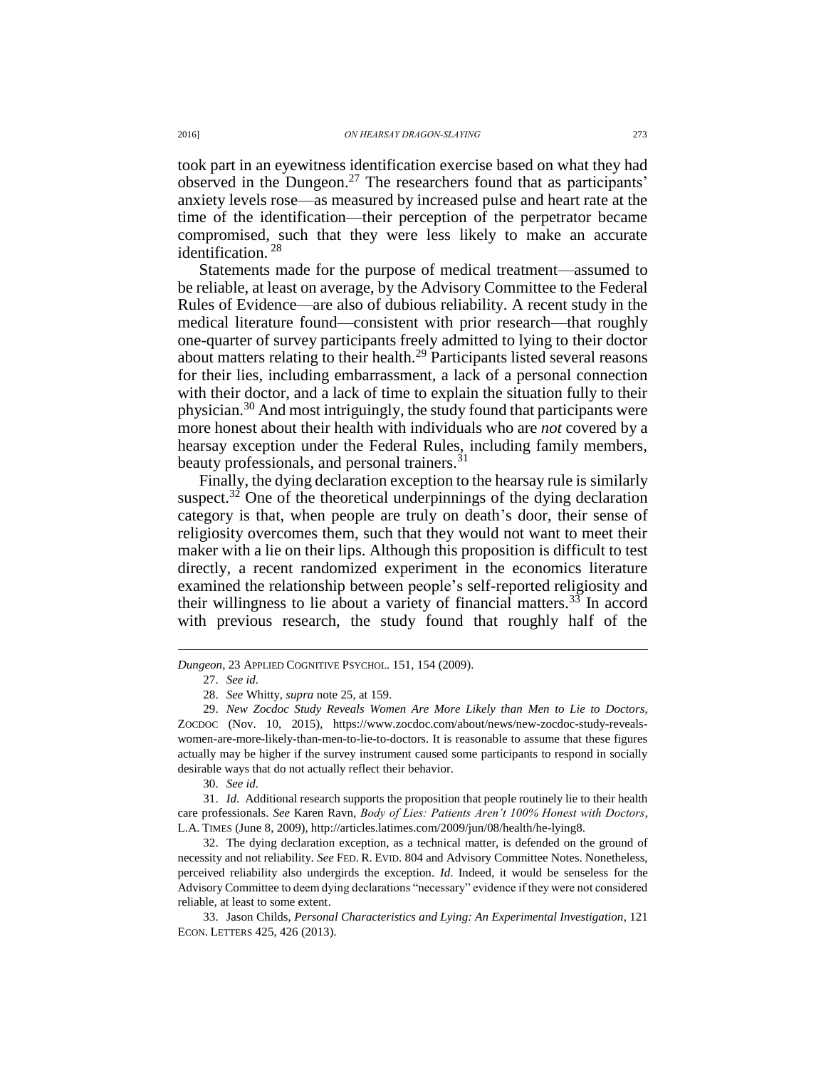took part in an eyewitness identification exercise based on what they had observed in the Dungeon.[27] The researchers found that as participants' anxiety levels rose—as measured by increased pulse and heart rate at the time of the identification—their perception of the perpetrator became compromised, such that they were less likely to make an accurate identification.[28]

Statements made for the purpose of medical treatment—assumed to be reliable, at least on average, by the Advisory Committee to the Federal Rules of Evidence—are also of dubious reliability. A recent study in the medical literature found—consistent with prior research—that roughly one-quarter of survey participants freely admitted to lying to their doctor about matters relating to their health.[29] Participants listed several reasons for their lies, including embarrassment, a lack of a personal connection with their doctor, and a lack of time to explain the situation fully to their physician.[30] And most intriguingly, the study found that participants were more honest about their health with individuals who are *not* covered by a hearsay exception under the Federal Rules, including family members, beauty professionals, and personal trainers.[31]

Finally, the dying declaration exception to the hearsay rule is similarly suspect.[32] One of the theoretical underpinnings of the dying declaration category is that, when people are truly on death's door, their sense of religiosity overcomes them, such that they would not want to meet their maker with a lie on their lips. Although this proposition is difficult to test directly, a recent randomized experiment in the economics literature examined the relationship between people's self-reported religiosity and their willingness to lie about a variety of financial matters.[33] In accord with previous research, the study found that roughly half of the

---

*Dungeon*, 23 APPLIED COGNITIVE PSYCHOL. 151, 154 (2009).

27. *See id.*

28. *See* Whitty, *supra* note 25, at 159.

29. *New Zocdoc Study Reveals Women Are More Likely than Men to Lie to Doctors*, ZOCDOC (Nov. 10, 2015), https://www.zocdoc.com/about/news/new-zocdoc-study-reveals-women-are-more-likely-than-men-to-lie-to-doctors. It is reasonable to assume that these figures actually may be higher if the survey instrument caused some participants to respond in socially desirable ways that do not actually reflect their behavior.

30. *See id.*

31. *Id*. Additional research supports the proposition that people routinely lie to their health care professionals. *See* Karen Ravn, *Body of Lies: Patients Aren't 100% Honest with Doctors*, L.A. TIMES (June 8, 2009), http://articles.latimes.com/2009/jun/08/health/he-lying8.

32. The dying declaration exception, as a technical matter, is defended on the ground of necessity and not reliability. *See* FED. R. EVID. 804 and Advisory Committee Notes. Nonetheless, perceived reliability also undergirds the exception. *Id.* Indeed, it would be senseless for the Advisory Committee to deem dying declarations "necessary" evidence if they were not considered reliable, at least to some extent.

33. Jason Childs, *Personal Characteristics and Lying: An Experimental Investigation*, 121 ECON. LETTERS 425, 426 (2013).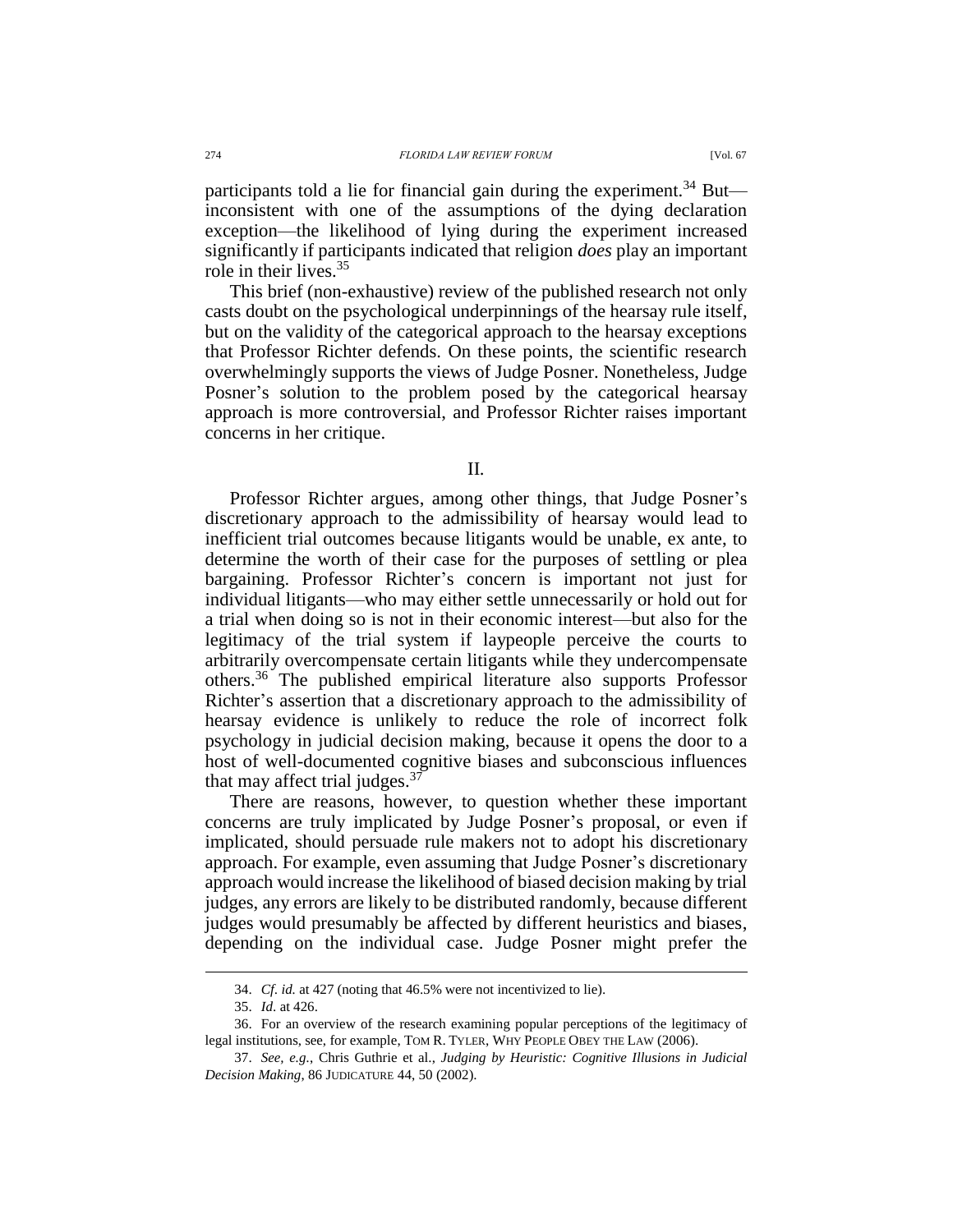participants told a lie for financial gain during the experiment.[34] But—inconsistent with one of the assumptions of the dying declaration exception—the likelihood of lying during the experiment increased significantly if participants indicated that religion *does* play an important role in their lives.[35]

This brief (non-exhaustive) review of the published research not only casts doubt on the psychological underpinnings of the hearsay rule itself, but on the validity of the categorical approach to the hearsay exceptions that Professor Richter defends. On these points, the scientific research overwhelmingly supports the views of Judge Posner. Nonetheless, Judge Posner's solution to the problem posed by the categorical hearsay approach is more controversial, and Professor Richter raises important concerns in her critique.

## II.

Professor Richter argues, among other things, that Judge Posner's discretionary approach to the admissibility of hearsay would lead to inefficient trial outcomes because litigants would be unable, ex ante, to determine the worth of their case for the purposes of settling or plea bargaining. Professor Richter's concern is important not just for individual litigants—who may either settle unnecessarily or hold out for a trial when doing so is not in their economic interest—but also for the legitimacy of the trial system if laypeople perceive the courts to arbitrarily overcompensate certain litigants while they undercompensate others.[36] The published empirical literature also supports Professor Richter's assertion that a discretionary approach to the admissibility of hearsay evidence is unlikely to reduce the role of incorrect folk psychology in judicial decision making, because it opens the door to a host of well-documented cognitive biases and subconscious influences that may affect trial judges.[37]

There are reasons, however, to question whether these important concerns are truly implicated by Judge Posner's proposal, or even if implicated, should persuade rule makers not to adopt his discretionary approach. For example, even assuming that Judge Posner's discretionary approach would increase the likelihood of biased decision making by trial judges, any errors are likely to be distributed randomly, because different judges would presumably be affected by different heuristics and biases, depending on the individual case. Judge Posner might prefer the

---

34. *Cf. id.* at 427 (noting that 46.5% were not incentivized to lie).

35. *Id.* at 426.

36. For an overview of the research examining popular perceptions of the legitimacy of legal institutions, see, for example, TOM R. TYLER, WHY PEOPLE OBEY THE LAW (2006).

37. *See, e.g.*, Chris Guthrie et al., *Judging by Heuristic: Cognitive Illusions in Judicial Decision Making*, 86 JUDICATURE 44, 50 (2002).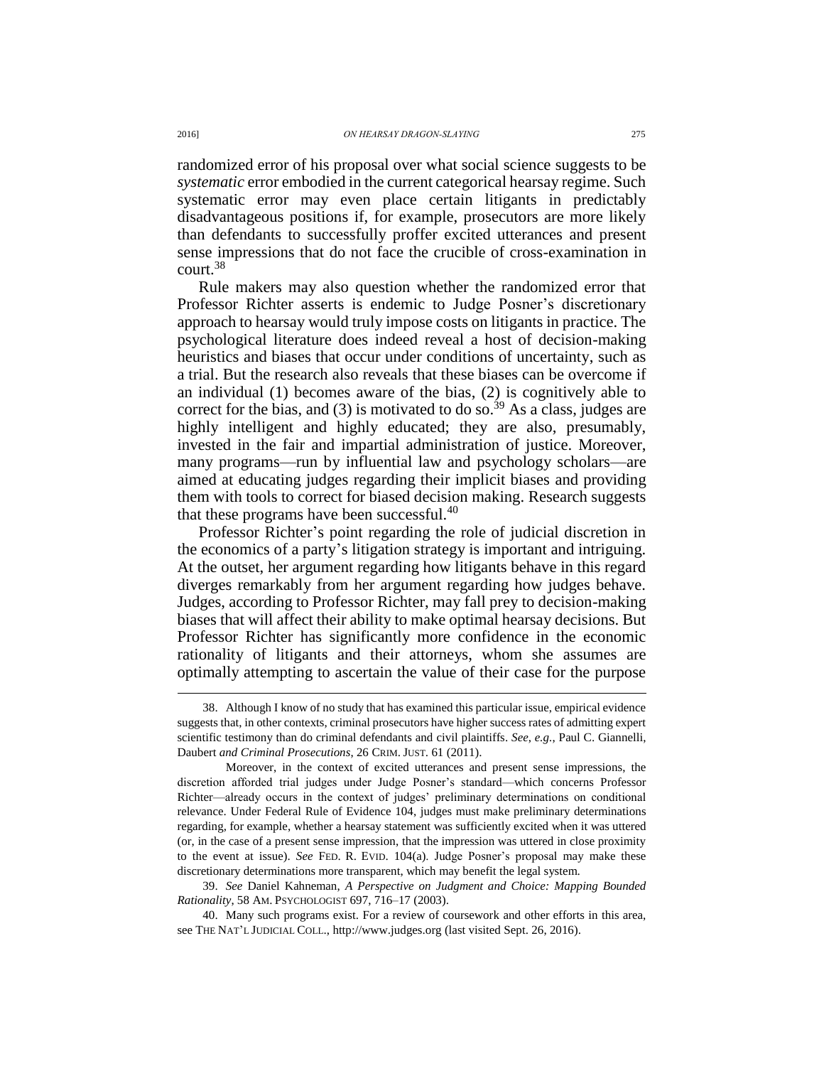randomized error of his proposal over what social science suggests to be *systematic* error embodied in the current categorical hearsay regime. Such systematic error may even place certain litigants in predictably disadvantageous positions if, for example, prosecutors are more likely than defendants to successfully proffer excited utterances and present sense impressions that do not face the crucible of cross-examination in court.[38]

Rule makers may also question whether the randomized error that Professor Richter asserts is endemic to Judge Posner's discretionary approach to hearsay would truly impose costs on litigants in practice. The psychological literature does indeed reveal a host of decision-making heuristics and biases that occur under conditions of uncertainty, such as a trial. But the research also reveals that these biases can be overcome if an individual (1) becomes aware of the bias, (2) is cognitively able to correct for the bias, and (3) is motivated to do so.[39] As a class, judges are highly intelligent and highly educated; they are also, presumably, invested in the fair and impartial administration of justice. Moreover, many programs—run by influential law and psychology scholars—are aimed at educating judges regarding their implicit biases and providing them with tools to correct for biased decision making. Research suggests that these programs have been successful.[40]

Professor Richter's point regarding the role of judicial discretion in the economics of a party's litigation strategy is important and intriguing. At the outset, her argument regarding how litigants behave in this regard diverges remarkably from her argument regarding how judges behave. Judges, according to Professor Richter, may fall prey to decision-making biases that will affect their ability to make optimal hearsay decisions. But Professor Richter has significantly more confidence in the economic rationality of litigants and their attorneys, whom she assumes are optimally attempting to ascertain the value of their case for the purpose

---

38. Although I know of no study that has examined this particular issue, empirical evidence suggests that, in other contexts, criminal prosecutors have higher success rates of admitting expert scientific testimony than do criminal defendants and civil plaintiffs. *See, e.g.*, Paul C. Giannelli, Daubert *and Criminal Prosecutions*, 26 CRIM. JUST. 61 (2011).

Moreover, in the context of excited utterances and present sense impressions, the discretion afforded trial judges under Judge Posner's standard—which concerns Professor Richter—already occurs in the context of judges' preliminary determinations on conditional relevance. Under Federal Rule of Evidence 104, judges must make preliminary determinations regarding, for example, whether a hearsay statement was sufficiently excited when it was uttered (or, in the case of a present sense impression, that the impression was uttered in close proximity to the event at issue). *See* FED. R. EVID. 104(a). Judge Posner's proposal may make these discretionary determinations more transparent, which may benefit the legal system.

39. *See* Daniel Kahneman, *A Perspective on Judgment and Choice: Mapping Bounded Rationality*, 58 AM. PSYCHOLOGIST 697, 716–17 (2003).

40. Many such programs exist. For a review of coursework and other efforts in this area, see THE NAT'L JUDICIAL COLL., http://www.judges.org (last visited Sept. 26, 2016).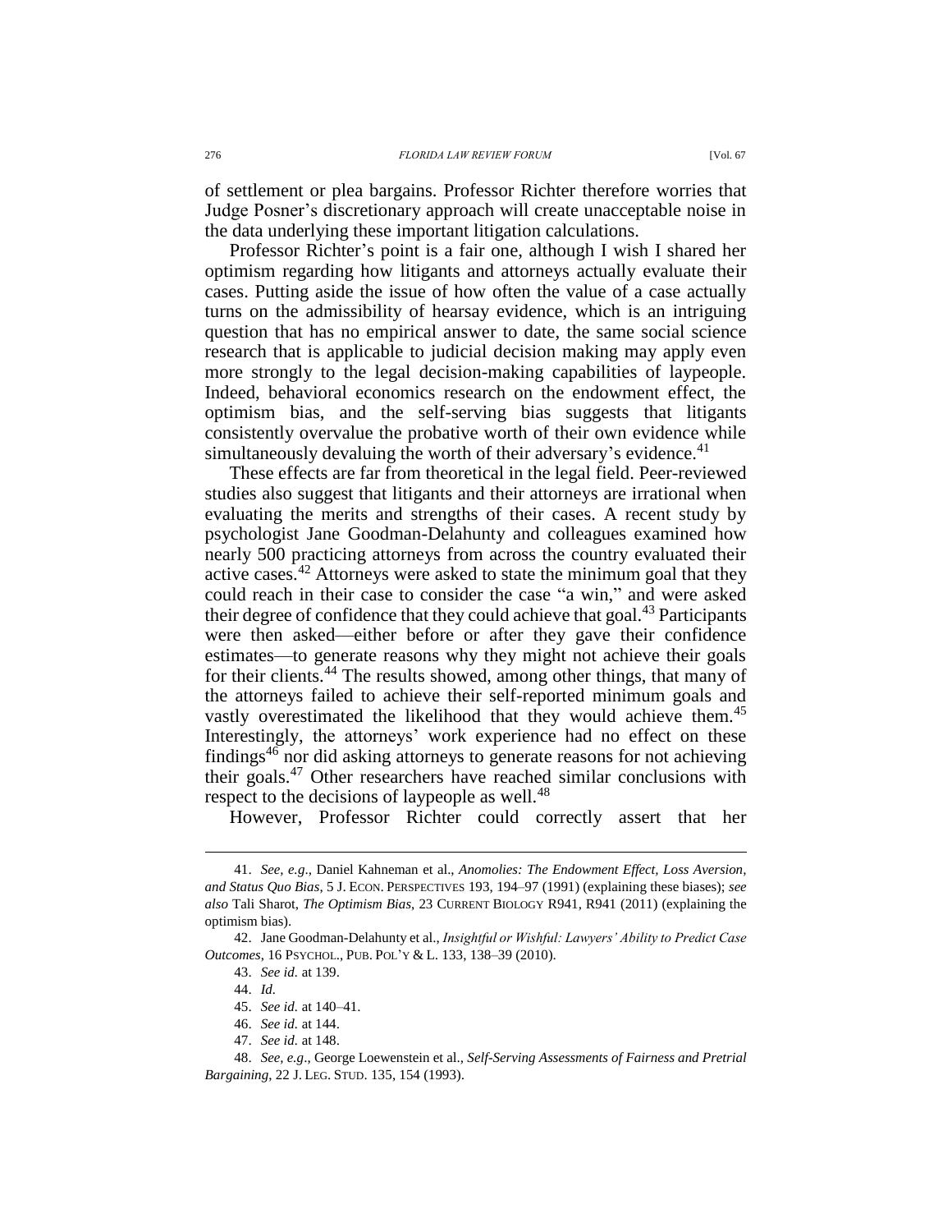of settlement or plea bargains. Professor Richter therefore worries that Judge Posner's discretionary approach will create unacceptable noise in the data underlying these important litigation calculations.

Professor Richter's point is a fair one, although I wish I shared her optimism regarding how litigants and attorneys actually evaluate their cases. Putting aside the issue of how often the value of a case actually turns on the admissibility of hearsay evidence, which is an intriguing question that has no empirical answer to date, the same social science research that is applicable to judicial decision making may apply even more strongly to the legal decision-making capabilities of laypeople. Indeed, behavioral economics research on the endowment effect, the optimism bias, and the self-serving bias suggests that litigants consistently overvalue the probative worth of their own evidence while simultaneously devaluing the worth of their adversary's evidence.[41]

These effects are far from theoretical in the legal field. Peer-reviewed studies also suggest that litigants and their attorneys are irrational when evaluating the merits and strengths of their cases. A recent study by psychologist Jane Goodman-Delahunty and colleagues examined how nearly 500 practicing attorneys from across the country evaluated their active cases.[42] Attorneys were asked to state the minimum goal that they could reach in their case to consider the case "a win," and were asked their degree of confidence that they could achieve that goal.[43] Participants were then asked—either before or after they gave their confidence estimates—to generate reasons why they might not achieve their goals for their clients.[44] The results showed, among other things, that many of the attorneys failed to achieve their self-reported minimum goals and vastly overestimated the likelihood that they would achieve them.[45] Interestingly, the attorneys' work experience had no effect on these findings[46] nor did asking attorneys to generate reasons for not achieving their goals.[47] Other researchers have reached similar conclusions with respect to the decisions of laypeople as well.[48]

However, Professor Richter could correctly assert that her

---

41. *See, e.g.*, Daniel Kahneman et al., *Anomolies: The Endowment Effect, Loss Aversion, and Status Quo Bias*, 5 J. ECON. PERSPECTIVES 193, 194–97 (1991) (explaining these biases); *see also* Tali Sharot, *The Optimism Bias*, 23 CURRENT BIOLOGY R941, R941 (2011) (explaining the optimism bias).

42. Jane Goodman-Delahunty et al., *Insightful or Wishful: Lawyers' Ability to Predict Case Outcomes*, 16 PSYCHOL., PUB. POL'Y & L. 133, 138–39 (2010).

43. *See id.* at 139.

44. *Id.*

45. *See id.* at 140–41.

46. *See id.* at 144.

47. *See id.* at 148.

48. *See, e.g.*, George Loewenstein et al., *Self-Serving Assessments of Fairness and Pretrial Bargaining*, 22 J. LEG. STUD. 135, 154 (1993).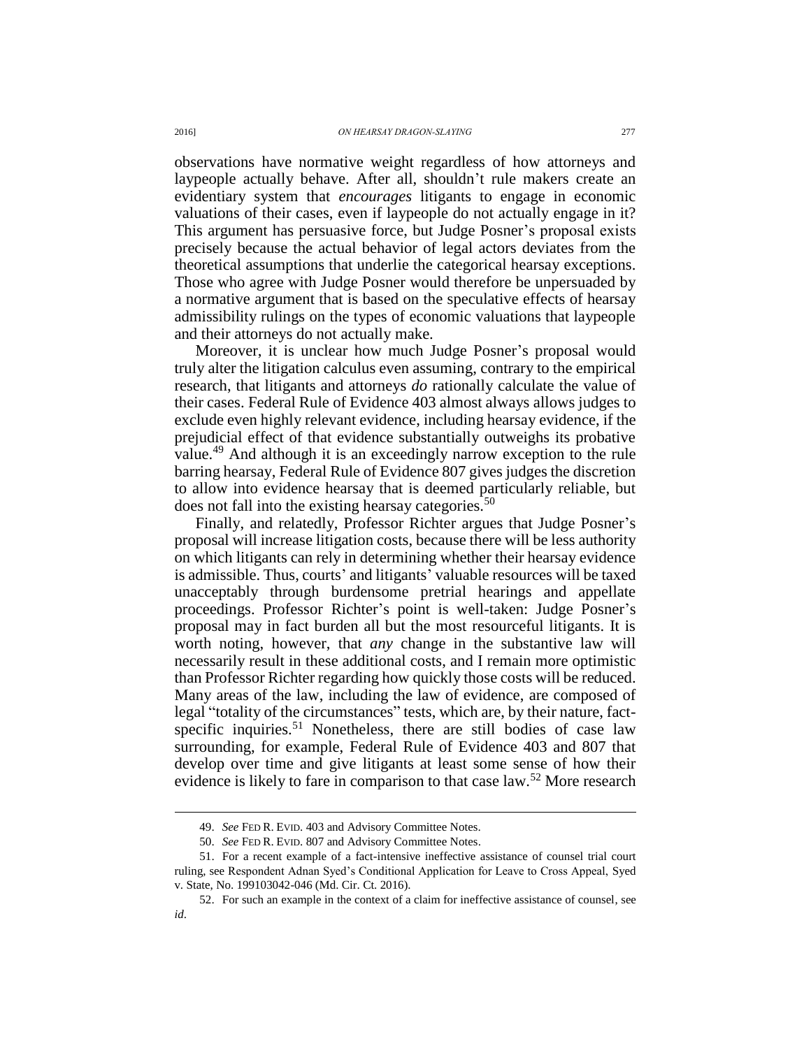observations have normative weight regardless of how attorneys and laypeople actually behave. After all, shouldn't rule makers create an evidentiary system that *encourages* litigants to engage in economic valuations of their cases, even if laypeople do not actually engage in it? This argument has persuasive force, but Judge Posner's proposal exists precisely because the actual behavior of legal actors deviates from the theoretical assumptions that underlie the categorical hearsay exceptions. Those who agree with Judge Posner would therefore be unpersuaded by a normative argument that is based on the speculative effects of hearsay admissibility rulings on the types of economic valuations that laypeople and their attorneys do not actually make.

Moreover, it is unclear how much Judge Posner's proposal would truly alter the litigation calculus even assuming, contrary to the empirical research, that litigants and attorneys *do* rationally calculate the value of their cases. Federal Rule of Evidence 403 almost always allows judges to exclude even highly relevant evidence, including hearsay evidence, if the prejudicial effect of that evidence substantially outweighs its probative value.[49] And although it is an exceedingly narrow exception to the rule barring hearsay, Federal Rule of Evidence 807 gives judges the discretion to allow into evidence hearsay that is deemed particularly reliable, but does not fall into the existing hearsay categories.[50]

Finally, and relatedly, Professor Richter argues that Judge Posner's proposal will increase litigation costs, because there will be less authority on which litigants can rely in determining whether their hearsay evidence is admissible. Thus, courts' and litigants' valuable resources will be taxed unacceptably through burdensome pretrial hearings and appellate proceedings. Professor Richter's point is well-taken: Judge Posner's proposal may in fact burden all but the most resourceful litigants. It is worth noting, however, that *any* change in the substantive law will necessarily result in these additional costs, and I remain more optimistic than Professor Richter regarding how quickly those costs will be reduced. Many areas of the law, including the law of evidence, are composed of legal "totality of the circumstances" tests, which are, by their nature, fact-specific inquiries.[51] Nonetheless, there are still bodies of case law surrounding, for example, Federal Rule of Evidence 403 and 807 that develop over time and give litigants at least some sense of how their evidence is likely to fare in comparison to that case law.[52] More research

49. *See* FED R. EVID. 403 and Advisory Committee Notes.

50. *See* FED R. EVID. 807 and Advisory Committee Notes.

51. For a recent example of a fact-intensive ineffective assistance of counsel trial court ruling, see Respondent Adnan Syed's Conditional Application for Leave to Cross Appeal, Syed v. State, No. 199103042-046 (Md. Cir. Ct. 2016).

52. For such an example in the context of a claim for ineffective assistance of counsel, see *id*.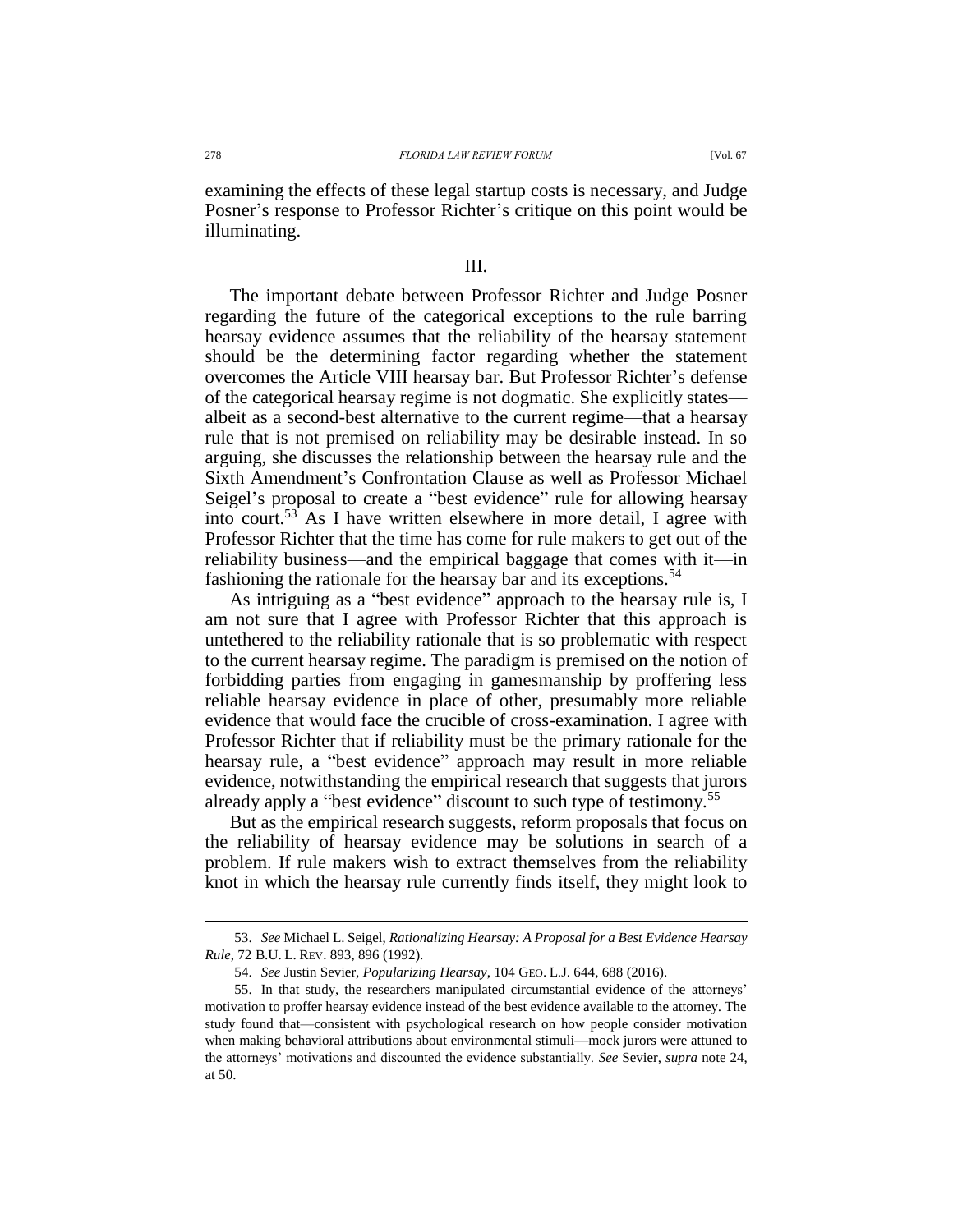examining the effects of these legal startup costs is necessary, and Judge Posner's response to Professor Richter's critique on this point would be illuminating.

## III.

The important debate between Professor Richter and Judge Posner regarding the future of the categorical exceptions to the rule barring hearsay evidence assumes that the reliability of the hearsay statement should be the determining factor regarding whether the statement overcomes the Article VIII hearsay bar. But Professor Richter's defense of the categorical hearsay regime is not dogmatic. She explicitly states—albeit as a second-best alternative to the current regime—that a hearsay rule that is not premised on reliability may be desirable instead. In so arguing, she discusses the relationship between the hearsay rule and the Sixth Amendment's Confrontation Clause as well as Professor Michael Seigel's proposal to create a "best evidence" rule for allowing hearsay into court.[53] As I have written elsewhere in more detail, I agree with Professor Richter that the time has come for rule makers to get out of the reliability business—and the empirical baggage that comes with it—in fashioning the rationale for the hearsay bar and its exceptions.[54]

As intriguing as a "best evidence" approach to the hearsay rule is, I am not sure that I agree with Professor Richter that this approach is untethered to the reliability rationale that is so problematic with respect to the current hearsay regime. The paradigm is premised on the notion of forbidding parties from engaging in gamesmanship by proffering less reliable hearsay evidence in place of other, presumably more reliable evidence that would face the crucible of cross-examination. I agree with Professor Richter that if reliability must be the primary rationale for the hearsay rule, a "best evidence" approach may result in more reliable evidence, notwithstanding the empirical research that suggests that jurors already apply a "best evidence" discount to such type of testimony.[55]

But as the empirical research suggests, reform proposals that focus on the reliability of hearsay evidence may be solutions in search of a problem. If rule makers wish to extract themselves from the reliability knot in which the hearsay rule currently finds itself, they might look to

---

53. *See* Michael L. Seigel, *Rationalizing Hearsay: A Proposal for a Best Evidence Hearsay Rule*, 72 B.U. L. REV. 893, 896 (1992).

54. *See* Justin Sevier, *Popularizing Hearsay*, 104 GEO. L.J. 644, 688 (2016).

55. In that study, the researchers manipulated circumstantial evidence of the attorneys' motivation to proffer hearsay evidence instead of the best evidence available to the attorney. The study found that—consistent with psychological research on how people consider motivation when making behavioral attributions about environmental stimuli—mock jurors were attuned to the attorneys' motivations and discounted the evidence substantially. *See* Sevier, *supra* note 24, at 50.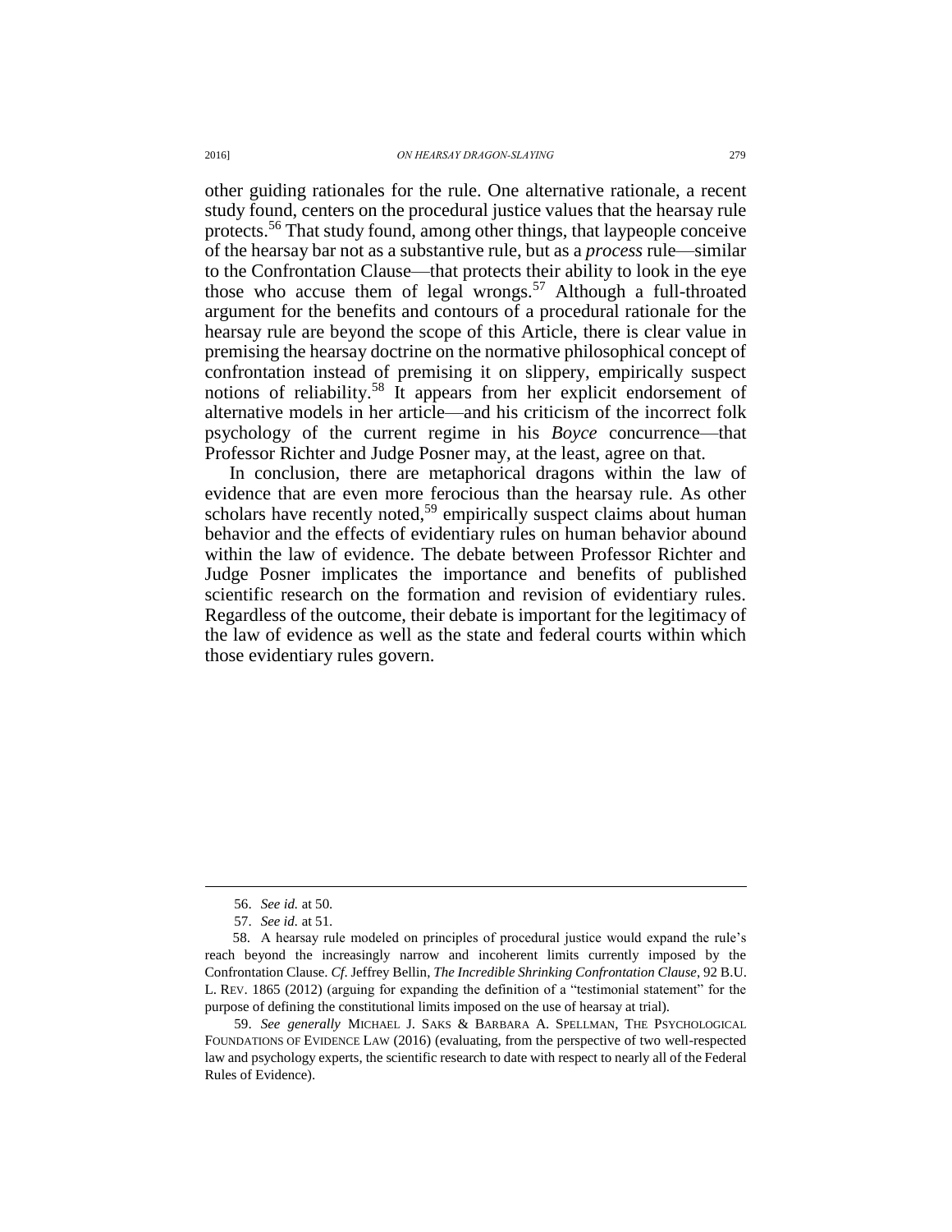other guiding rationales for the rule. One alternative rationale, a recent study found, centers on the procedural justice values that the hearsay rule protects.[56] That study found, among other things, that laypeople conceive of the hearsay bar not as a substantive rule, but as a *process* rule—similar to the Confrontation Clause—that protects their ability to look in the eye those who accuse them of legal wrongs.[57] Although a full-throated argument for the benefits and contours of a procedural rationale for the hearsay rule are beyond the scope of this Article, there is clear value in premising the hearsay doctrine on the normative philosophical concept of confrontation instead of premising it on slippery, empirically suspect notions of reliability.[58] It appears from her explicit endorsement of alternative models in her article—and his criticism of the incorrect folk psychology of the current regime in his *Boyce* concurrence—that Professor Richter and Judge Posner may, at the least, agree on that.

In conclusion, there are metaphorical dragons within the law of evidence that are even more ferocious than the hearsay rule. As other scholars have recently noted,[59] empirically suspect claims about human behavior and the effects of evidentiary rules on human behavior abound within the law of evidence. The debate between Professor Richter and Judge Posner implicates the importance and benefits of published scientific research on the formation and revision of evidentiary rules. Regardless of the outcome, their debate is important for the legitimacy of the law of evidence as well as the state and federal courts within which those evidentiary rules govern.

---

56. *See id.* at 50.

57. *See id.* at 51.

58. A hearsay rule modeled on principles of procedural justice would expand the rule's reach beyond the increasingly narrow and incoherent limits currently imposed by the Confrontation Clause. *Cf.* Jeffrey Bellin, *The Incredible Shrinking Confrontation Clause*, 92 B.U. L. REV. 1865 (2012) (arguing for expanding the definition of a "testimonial statement" for the purpose of defining the constitutional limits imposed on the use of hearsay at trial).

59. *See generally* MICHAEL J. SAKS & BARBARA A. SPELLMAN, THE PSYCHOLOGICAL FOUNDATIONS OF EVIDENCE LAW (2016) (evaluating, from the perspective of two well-respected law and psychology experts, the scientific research to date with respect to nearly all of the Federal Rules of Evidence).